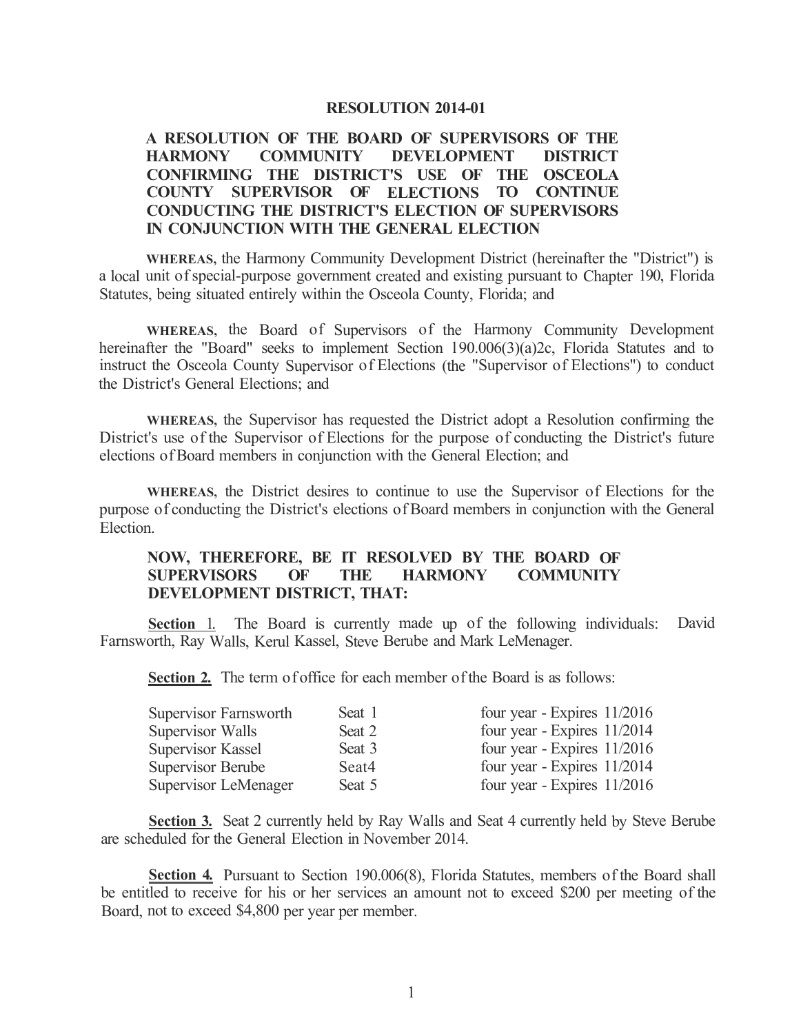**RESOLUTION 2014-01**

**A RESOLUTION OF THE BOARD OF SUPERVISORS OF THE HARMONY COMMUNITY DEVELOPMENT DISTRICT CONFIRMING THE DISTRICT'S USE OF THE OSCEOLA COUNTY SUPERVISOR OF ELECTIONS TO CONTINUE CONDUCTING THE DISTRICT'S ELECTION OF SUPERVISORS IN CONJUNCTION WITH THE GENERAL ELECTION**

**WHEREAS,** the Harmony Community Development District (hereinafter the "District") is a local unit of special-purpose government created and existing pursuant to Chapter 190, Florida Statutes, being situated entirely within the Osceola County, Florida; and

**WHEREAS,** the Board of Supervisors of the Harmony Community Development hereinafter the "Board" seeks to implement Section 190.006(3)(a)2c, Florida Statutes and to instruct the Osceola County Supervisor of Elections (the "Supervisor of Elections") to conduct the District's General Elections; and

**WHEREAS,** the Supervisor has requested the District adopt a Resolution confirming the District's use of the Supervisor of Elections for the purpose of conducting the District's future elections of Board members in conjunction with the General Election; and

**WHEREAS,** the District desires to continue to use the Supervisor of Elections for the purpose of conducting the District's elections of Board members in conjunction with the General Election.

**NOW, THEREFORE, BE IT RESOLVED BY THE BOARD OF SUPERVISORS OF THE HARMONY COMMUNITY DEVELOPMENT DISTRICT, THAT:**

**Section 1.** The Board is currently made up of the following individuals: David Farnsworth, Ray Walls, Kerul Kassel, Steve Berube and Mark LeMenager.

**Section 2.** The term of office for each member of the Board is as follows:

| | | |
|---|---|---|
| Supervisor Farnsworth | Seat 1 | four year - Expires 11/2016 |
| Supervisor Walls | Seat 2 | four year - Expires 11/2014 |
| Supervisor Kassel | Seat 3 | four year - Expires 11/2016 |
| Supervisor Berube | Seat4 | four year - Expires 11/2014 |
| Supervisor LeMenager | Seat 5 | four year - Expires 11/2016 |

**Section 3.** Seat 2 currently held by Ray Walls and Seat 4 currently held by Steve Berube are scheduled for the General Election in November 2014.

**Section 4.** Pursuant to Section 190.006(8), Florida Statutes, members of the Board shall be entitled to receive for his or her services an amount not to exceed $200 per meeting of the Board, not to exceed $4,800 per year per member.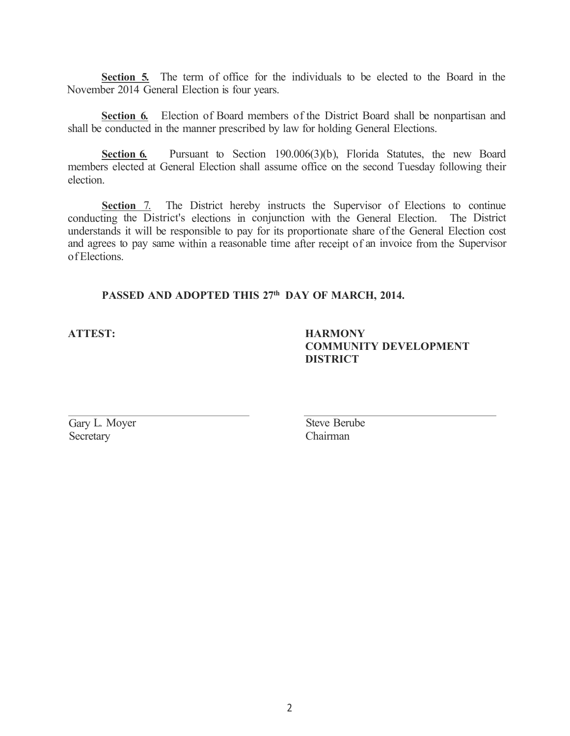**Section 5.** The term of office for the individuals to be elected to the Board in the November 2014 General Election is four years.

**Section 6.** Election of Board members of the District Board shall be nonpartisan and shall be conducted in the manner prescribed by law for holding General Elections.

**Section 6.** Pursuant to Section 190.006(3)(b), Florida Statutes, the new Board members elected at General Election shall assume office on the second Tuesday following their election.

**Section 7.** The District hereby instructs the Supervisor of Elections to continue conducting the District's elections in conjunction with the General Election. The District understands it will be responsible to pay for its proportionate share of the General Election cost and agrees to pay same within a reasonable time after receipt of an invoice from the Supervisor of Elections.

**PASSED AND ADOPTED THIS 27th DAY OF MARCH, 2014.**

**ATTEST:**

**HARMONY COMMUNITY DEVELOPMENT DISTRICT**

Gary L. Moyer
Secretary

Steve Berube
Chairman